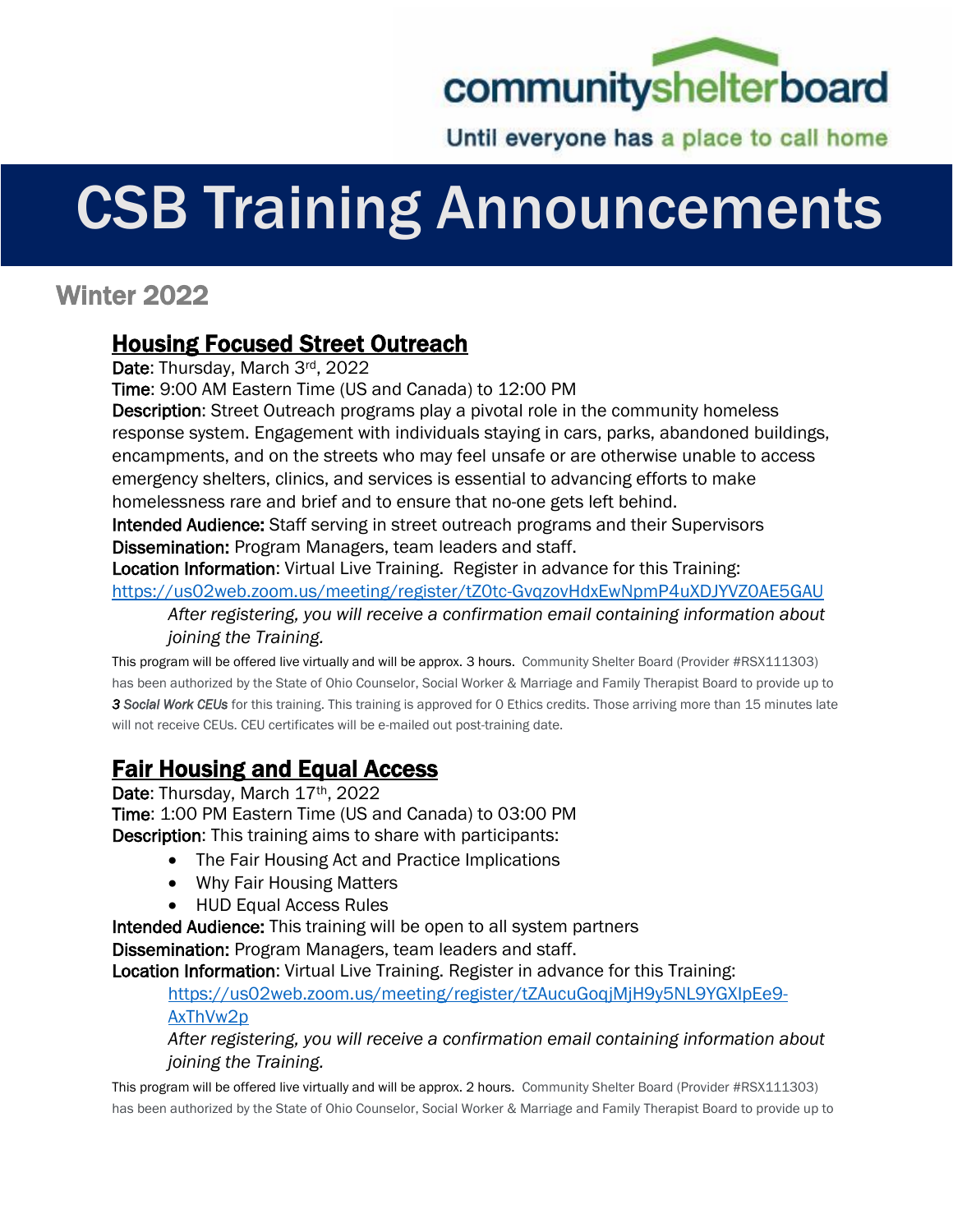communityshelterboard

Until everyone has a place to call home

# CSB Training Announcements

## Winter 2022

### Housing Focused Street Outreach

**Date**: Thursday, March 3rd, 2022
**Time**: 9:00 AM Eastern Time (US and Canada) to 12:00 PM
**Description**: Street Outreach programs play a pivotal role in the community homeless response system. Engagement with individuals staying in cars, parks, abandoned buildings, encampments, and on the streets who may feel unsafe or are otherwise unable to access emergency shelters, clinics, and services is essential to advancing efforts to make homelessness rare and brief and to ensure that no-one gets left behind.
**Intended Audience:** Staff serving in street outreach programs and their Supervisors
**Dissemination:** Program Managers, team leaders and staff.
**Location Information**: Virtual Live Training. Register in advance for this Training:
https://us02web.zoom.us/meeting/register/tZ0tc-GvqzovHdxEwNpmP4uXDJYVZ0AE5GAU

*After registering, you will receive a confirmation email containing information about joining the Training.*

This program will be offered live virtually and will be approx. 3 hours. Community Shelter Board (Provider #RSX111303) has been authorized by the State of Ohio Counselor, Social Worker & Marriage and Family Therapist Board to provide up to ***3 Social Work CEUs*** for this training. This training is approved for 0 Ethics credits. Those arriving more than 15 minutes late will not receive CEUs. CEU certificates will be e-mailed out post-training date.

### Fair Housing and Equal Access

**Date**: Thursday, March 17th, 2022
**Time**: 1:00 PM Eastern Time (US and Canada) to 03:00 PM
**Description**: This training aims to share with participants:

- The Fair Housing Act and Practice Implications
- Why Fair Housing Matters
- HUD Equal Access Rules

**Intended Audience:** This training will be open to all system partners
**Dissemination:** Program Managers, team leaders and staff.
**Location Information**: Virtual Live Training. Register in advance for this Training:

https://us02web.zoom.us/meeting/register/tZAucuGoqjMjH9y5NL9YGXIpEe9-AxThVw2p

*After registering, you will receive a confirmation email containing information about joining the Training.*

This program will be offered live virtually and will be approx. 2 hours. Community Shelter Board (Provider #RSX111303) has been authorized by the State of Ohio Counselor, Social Worker & Marriage and Family Therapist Board to provide up to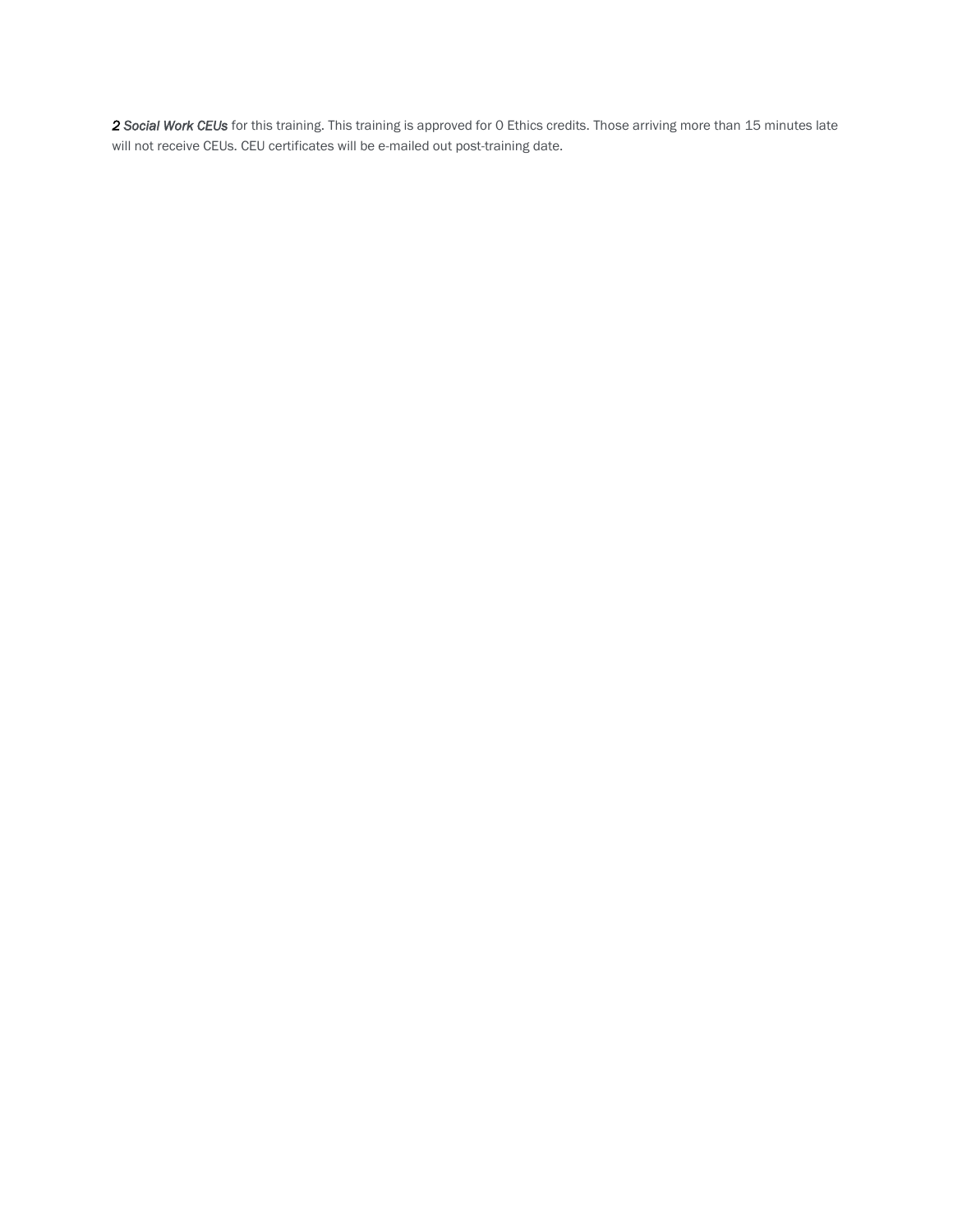***2 Social Work CEUs*** for this training. This training is approved for 0 Ethics credits. Those arriving more than 15 minutes late will not receive CEUs. CEU certificates will be e-mailed out post-training date.